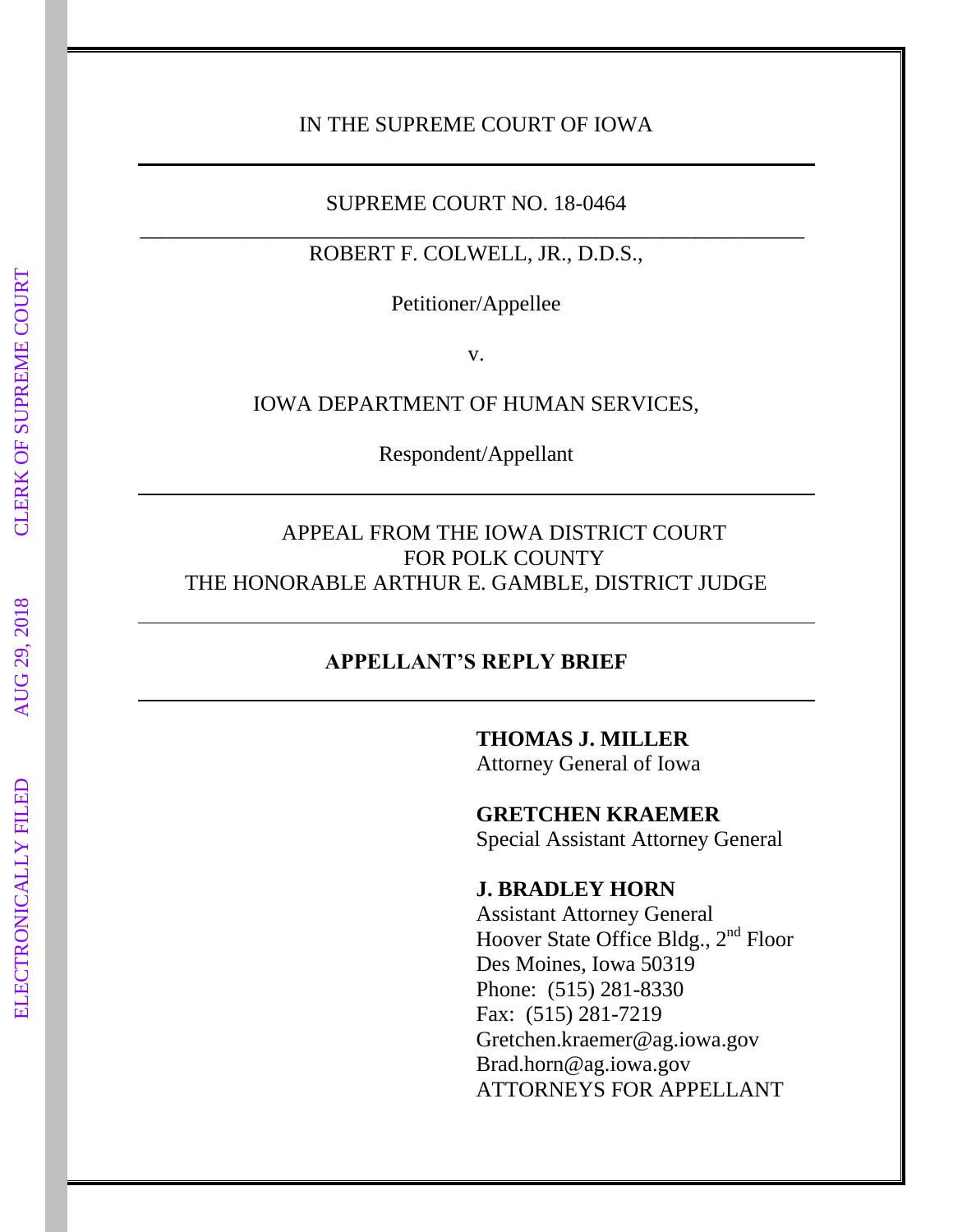IN THE SUPREME COURT OF IOWA

SUPREME COURT NO. 18-0464

ROBERT F. COLWELL, JR., D.D.S.,

Petitioner/Appellee

v.

IOWA DEPARTMENT OF HUMAN SERVICES,

Respondent/Appellant

APPEAL FROM THE IOWA DISTRICT COURT
FOR POLK COUNTY
THE HONORABLE ARTHUR E. GAMBLE, DISTRICT JUDGE

**APPELLANT'S REPLY BRIEF**

**THOMAS J. MILLER**
Attorney General of Iowa

**GRETCHEN KRAEMER**
Special Assistant Attorney General

**J. BRADLEY HORN**
Assistant Attorney General
Hoover State Office Bldg., 2nd Floor
Des Moines, Iowa 50319
Phone: (515) 281-8330
Fax: (515) 281-7219
Gretchen.kraemer@ag.iowa.gov
Brad.horn@ag.iowa.gov
ATTORNEYS FOR APPELLANT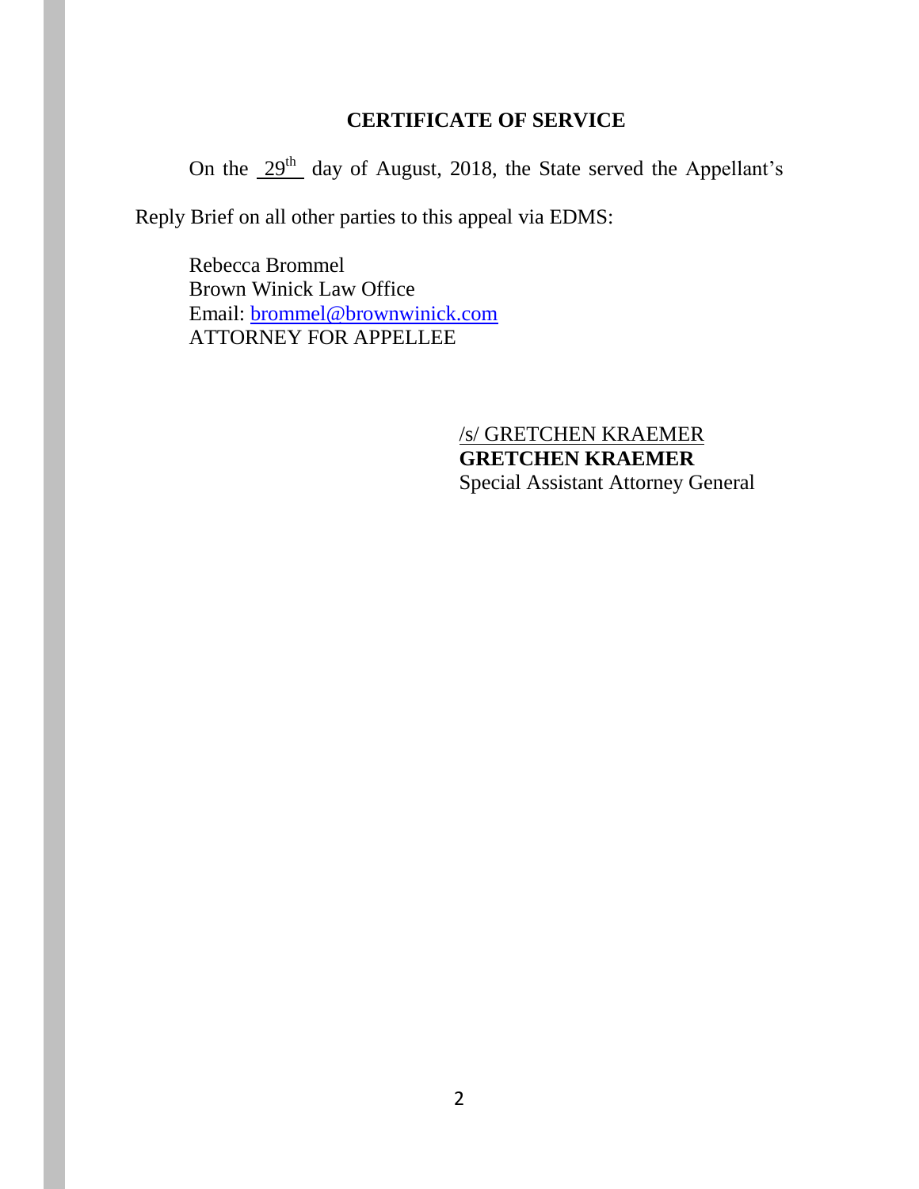## CERTIFICATE OF SERVICE

On the 29th day of August, 2018, the State served the Appellant's Reply Brief on all other parties to this appeal via EDMS:

Rebecca Brommel
Brown Winick Law Office
Email: brommel@brownwinick.com
ATTORNEY FOR APPELLEE

/s/ GRETCHEN KRAEMER
**GRETCHEN KRAEMER**
Special Assistant Attorney General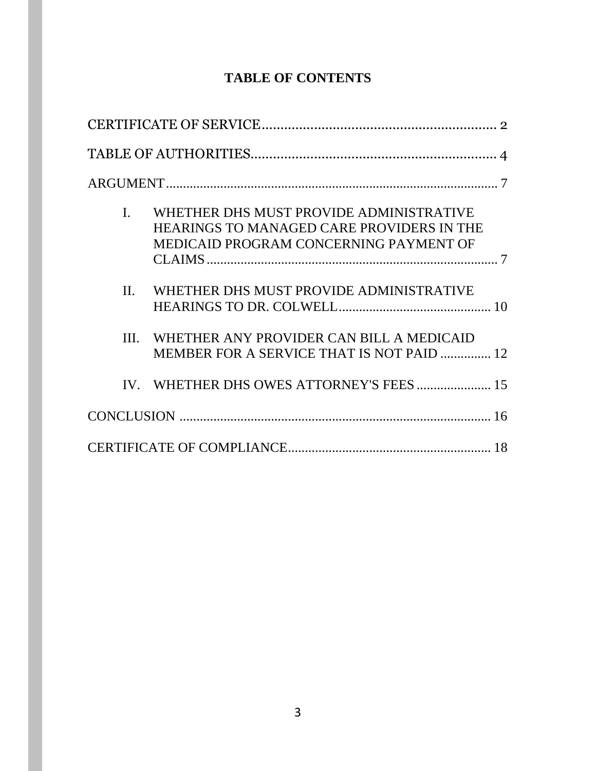# TABLE OF CONTENTS

CERTIFICATE OF SERVICE .................................................................. 2

TABLE OF AUTHORITIES .................................................................. 4

ARGUMENT .................................................................................................. 7

- I. WHETHER DHS MUST PROVIDE ADMINISTRATIVE HEARINGS TO MANAGED CARE PROVIDERS IN THE MEDICAID PROGRAM CONCERNING PAYMENT OF CLAIMS .................................................................................... 7
- II. WHETHER DHS MUST PROVIDE ADMINISTRATIVE HEARINGS TO DR. COLWELL ............................................. 10
- III. WHETHER ANY PROVIDER CAN BILL A MEDICAID MEMBER FOR A SERVICE THAT IS NOT PAID ............... 12
- IV. WHETHER DHS OWES ATTORNEY'S FEES ...................... 15

CONCLUSION ............................................................................................ 16

CERTIFICATE OF COMPLIANCE ............................................................ 18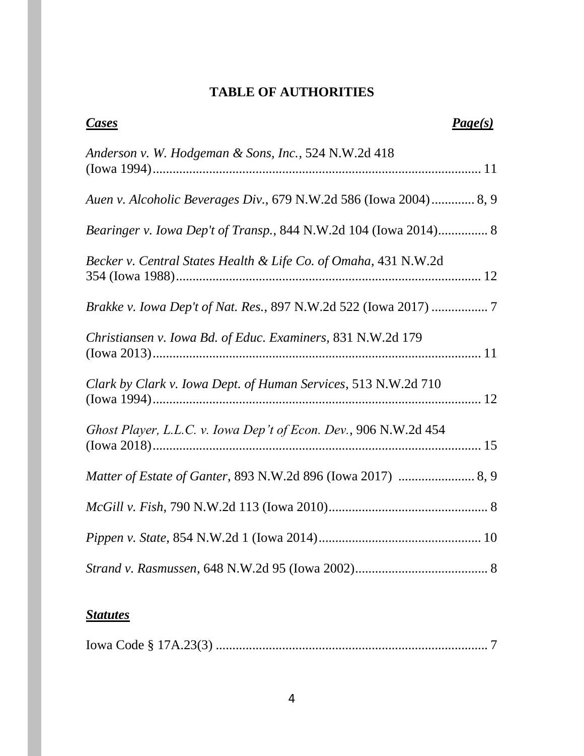## TABLE OF AUTHORITIES

***Cases*** | ***Page(s)***

*Anderson v. W. Hodgeman & Sons, Inc.*, 524 N.W.2d 418 (Iowa 1994)................................................................................................ 11

*Auen v. Alcoholic Beverages Div.*, 679 N.W.2d 586 (Iowa 2004)............. 8, 9

*Bearinger v. Iowa Dep't of Transp.*, 844 N.W.2d 104 (Iowa 2014)............... 8

*Becker v. Central States Health & Life Co. of Omaha*, 431 N.W.2d 354 (Iowa 1988)........................................................................................ 12

*Brakke v. Iowa Dep't of Nat. Res.*, 897 N.W.2d 522 (Iowa 2017) ................. 7

*Christiansen v. Iowa Bd. of Educ. Examiners*, 831 N.W.2d 179 (Iowa 2013)................................................................................................ 11

*Clark by Clark v. Iowa Dept. of Human Services*, 513 N.W.2d 710 (Iowa 1994)................................................................................................ 12

*Ghost Player, L.L.C. v. Iowa Dep't of Econ. Dev.*, 906 N.W.2d 454 (Iowa 2018)................................................................................................ 15

*Matter of Estate of Ganter*, 893 N.W.2d 896 (Iowa 2017) ....................... 8, 9

*McGill v. Fish*, 790 N.W.2d 113 (Iowa 2010)................................................. 8

*Pippen v. State*, 854 N.W.2d 1 (Iowa 2014)................................................. 10

*Strand v. Rasmussen*, 648 N.W.2d 95 (Iowa 2002)......................................... 8

***Statutes***

Iowa Code § 17A.23(3) ................................................................................... 7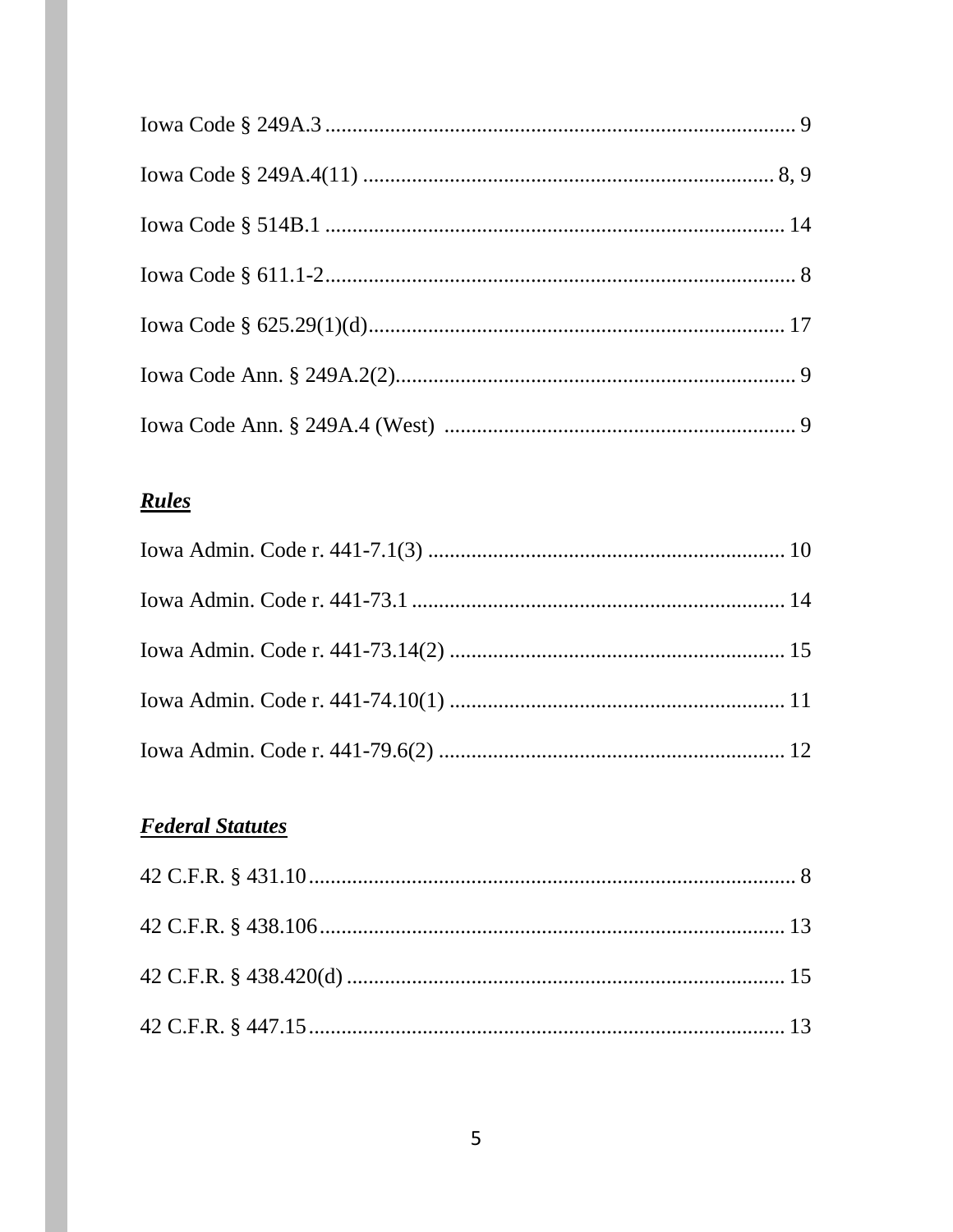Iowa Code § 249A.3 ........................................................................................ 9

Iowa Code § 249A.4(11) .............................................................................. 8, 9

Iowa Code § 514B.1 ...................................................................................... 14

Iowa Code § 611.1-2........................................................................................ 8

Iowa Code § 625.29(1)(d)............................................................................... 17

Iowa Code Ann. § 249A.2(2)............................................................................ 9

Iowa Code Ann. § 249A.4 (West) .................................................................... 9

## ***Rules***

Iowa Admin. Code r. 441-7.1(3) ..................................................................... 10

Iowa Admin. Code r. 441-73.1 ....................................................................... 14

Iowa Admin. Code r. 441-73.14(2) ................................................................. 15

Iowa Admin. Code r. 441-74.10(1) ................................................................. 11

Iowa Admin. Code r. 441-79.6(2) ................................................................... 12

## ***Federal Statutes***

42 C.F.R. § 431.10 ............................................................................................ 8

42 C.F.R. § 438.106 ........................................................................................ 13

42 C.F.R. § 438.420(d) ................................................................................... 15

42 C.F.R. § 447.15 .......................................................................................... 13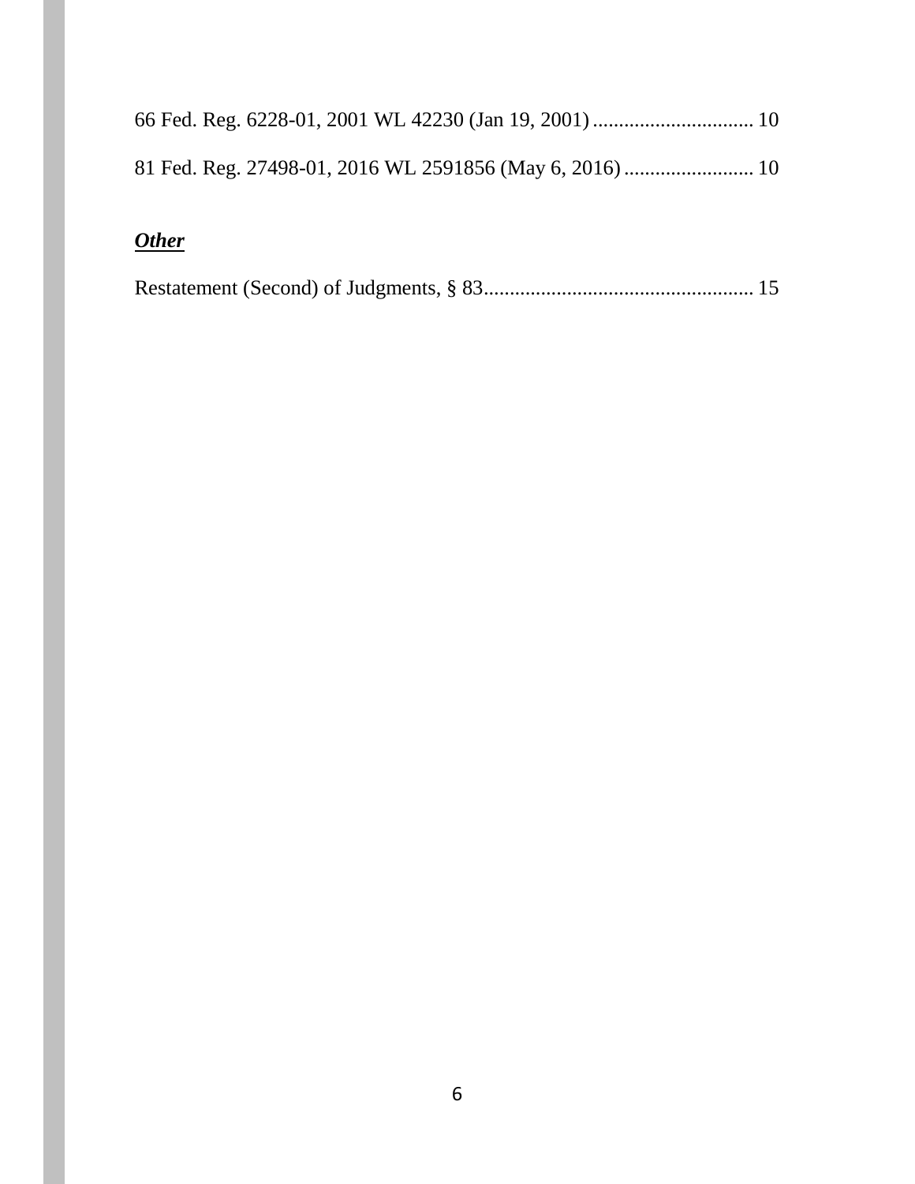66 Fed. Reg. 6228-01, 2001 WL 42230 (Jan 19, 2001) ............................... 10

81 Fed. Reg. 27498-01, 2016 WL 2591856 (May 6, 2016) ......................... 10

***Other***

Restatement (Second) of Judgments, § 83.................................................... 15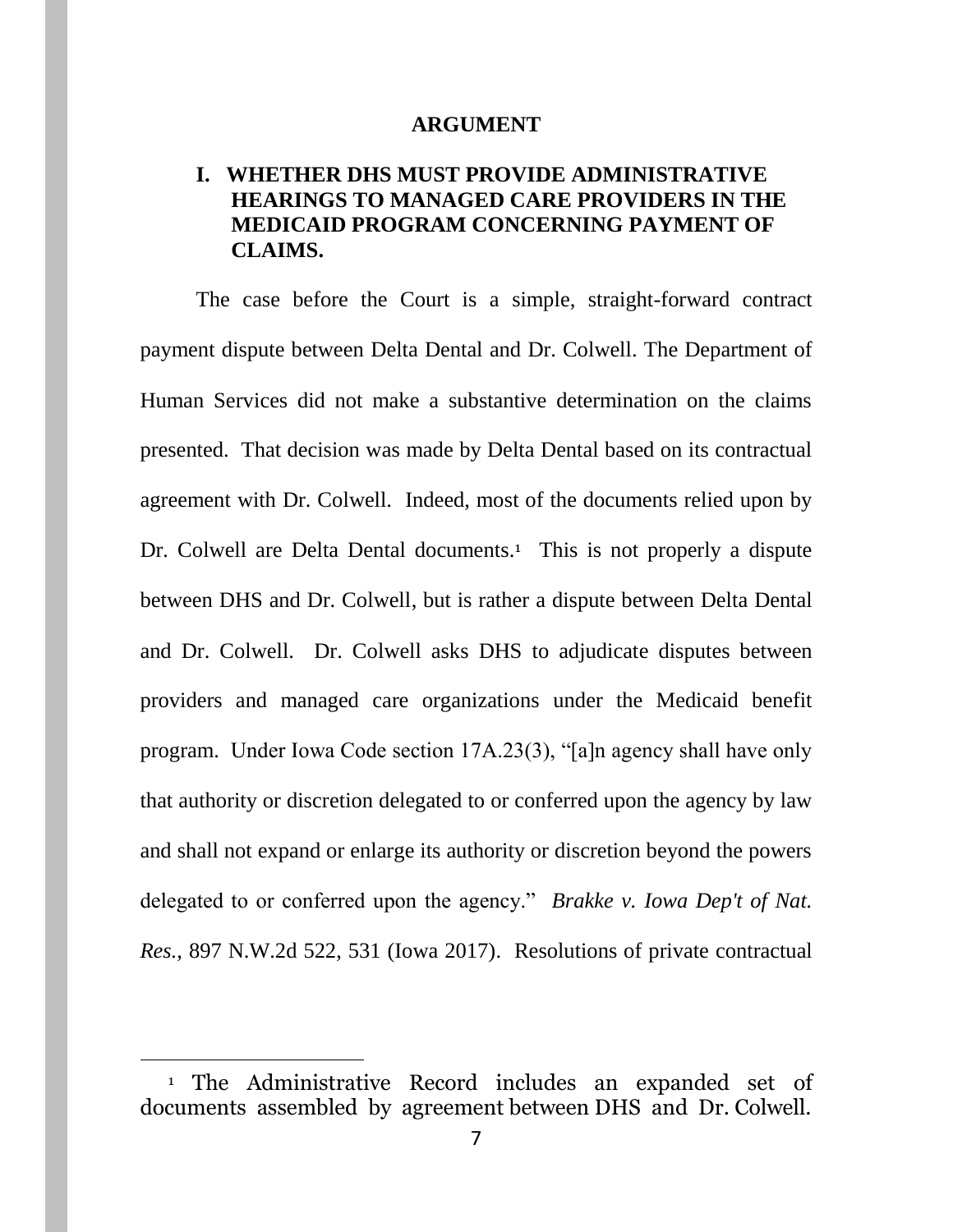## ARGUMENT

### I. WHETHER DHS MUST PROVIDE ADMINISTRATIVE HEARINGS TO MANAGED CARE PROVIDERS IN THE MEDICAID PROGRAM CONCERNING PAYMENT OF CLAIMS.

The case before the Court is a simple, straight-forward contract payment dispute between Delta Dental and Dr. Colwell. The Department of Human Services did not make a substantive determination on the claims presented. That decision was made by Delta Dental based on its contractual agreement with Dr. Colwell. Indeed, most of the documents relied upon by Dr. Colwell are Delta Dental documents.[1] This is not properly a dispute between DHS and Dr. Colwell, but is rather a dispute between Delta Dental and Dr. Colwell. Dr. Colwell asks DHS to adjudicate disputes between providers and managed care organizations under the Medicaid benefit program. Under Iowa Code section 17A.23(3), "[a]n agency shall have only that authority or discretion delegated to or conferred upon the agency by law and shall not expand or enlarge its authority or discretion beyond the powers delegated to or conferred upon the agency." *Brakke v. Iowa Dep't of Nat. Res.*, 897 N.W.2d 522, 531 (Iowa 2017). Resolutions of private contractual

---

[1] The Administrative Record includes an expanded set of documents assembled by agreement between DHS and Dr. Colwell.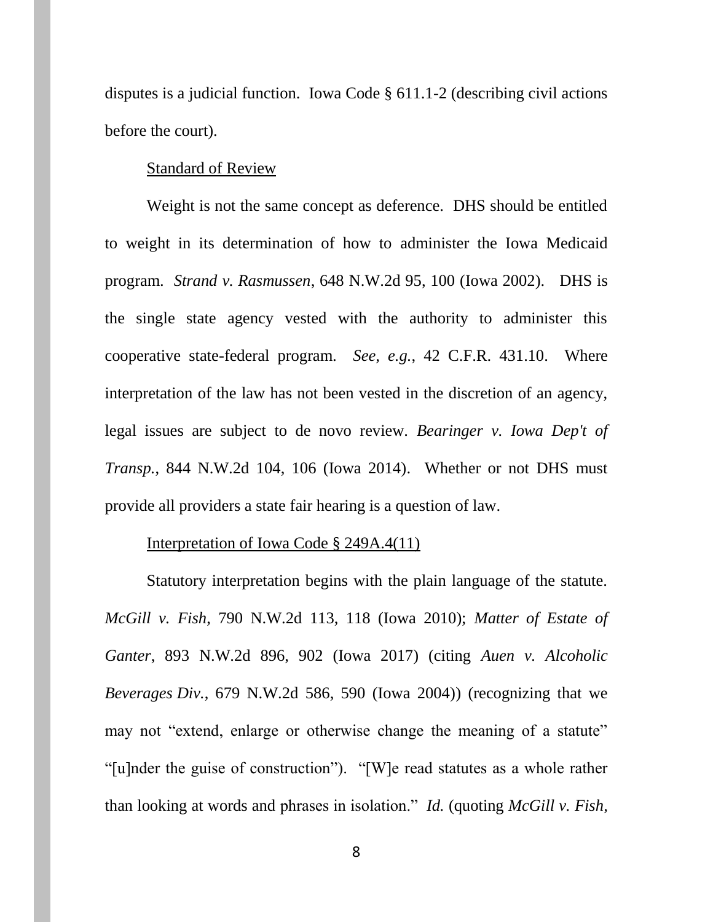disputes is a judicial function. Iowa Code § 611.1-2 (describing civil actions before the court).

<u>Standard of Review</u>

Weight is not the same concept as deference. DHS should be entitled to weight in its determination of how to administer the Iowa Medicaid program. *Strand v. Rasmussen*, 648 N.W.2d 95, 100 (Iowa 2002). DHS is the single state agency vested with the authority to administer this cooperative state-federal program. *See, e.g.*, 42 C.F.R. 431.10. Where interpretation of the law has not been vested in the discretion of an agency, legal issues are subject to de novo review. *Bearinger v. Iowa Dep't of Transp.*, 844 N.W.2d 104, 106 (Iowa 2014). Whether or not DHS must provide all providers a state fair hearing is a question of law.

<u>Interpretation of Iowa Code § 249A.4(11)</u>

Statutory interpretation begins with the plain language of the statute. *McGill v. Fish*, 790 N.W.2d 113, 118 (Iowa 2010); *Matter of Estate of Ganter*, 893 N.W.2d 896, 902 (Iowa 2017) (citing *Auen v. Alcoholic Beverages Div.*, 679 N.W.2d 586, 590 (Iowa 2004)) (recognizing that we may not "extend, enlarge or otherwise change the meaning of a statute" "[u]nder the guise of construction"). "[W]e read statutes as a whole rather than looking at words and phrases in isolation." *Id.* (quoting *McGill v. Fish,*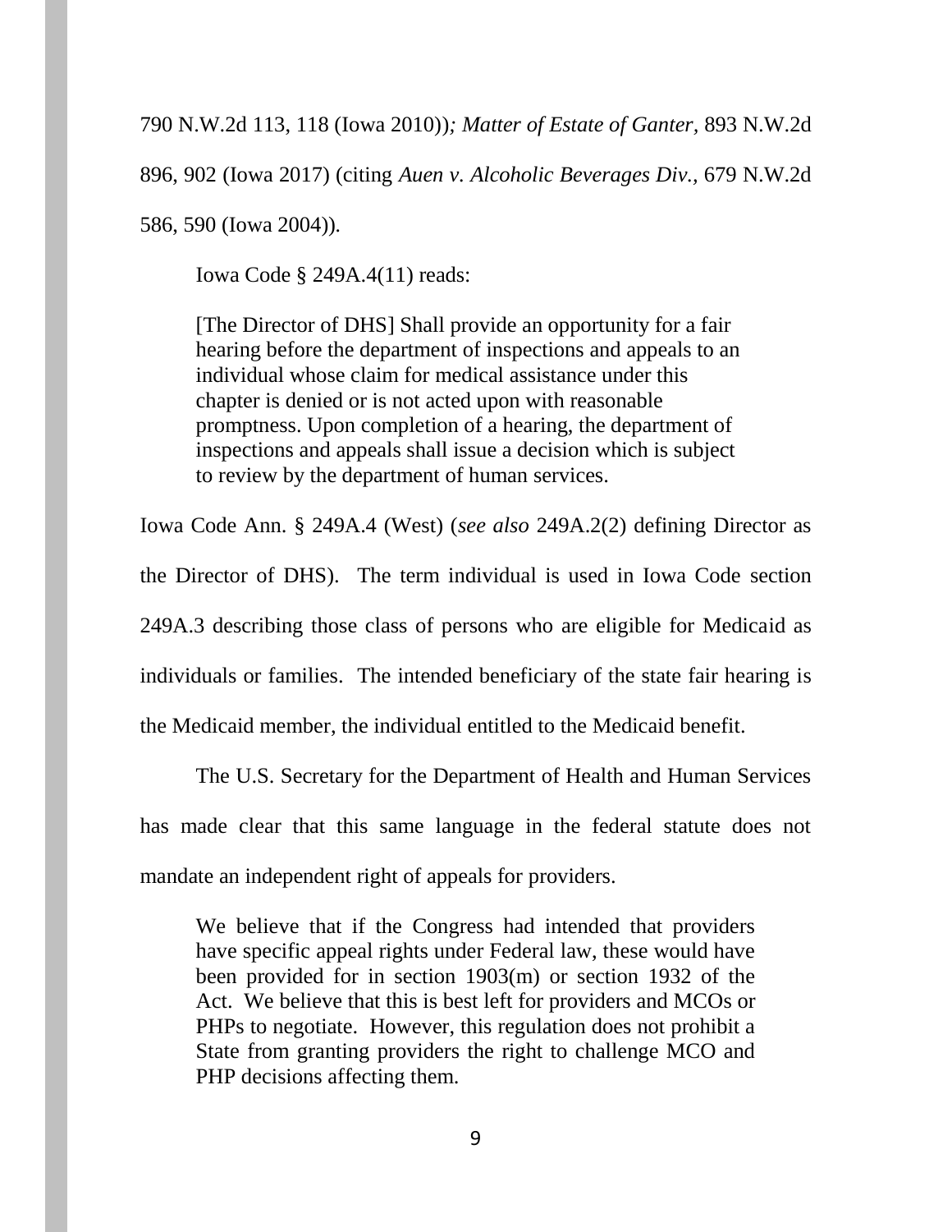790 N.W.2d 113, 118 (Iowa 2010)); *Matter of Estate of Ganter*, 893 N.W.2d 896, 902 (Iowa 2017) (citing *Auen v. Alcoholic Beverages Div.*, 679 N.W.2d 586, 590 (Iowa 2004)).

Iowa Code § 249A.4(11) reads:

> [The Director of DHS] Shall provide an opportunity for a fair hearing before the department of inspections and appeals to an individual whose claim for medical assistance under this chapter is denied or is not acted upon with reasonable promptness. Upon completion of a hearing, the department of inspections and appeals shall issue a decision which is subject to review by the department of human services.

Iowa Code Ann. § 249A.4 (West) (*see also* 249A.2(2) defining Director as the Director of DHS). The term individual is used in Iowa Code section 249A.3 describing those class of persons who are eligible for Medicaid as individuals or families. The intended beneficiary of the state fair hearing is the Medicaid member, the individual entitled to the Medicaid benefit.

The U.S. Secretary for the Department of Health and Human Services has made clear that this same language in the federal statute does not mandate an independent right of appeals for providers.

> We believe that if the Congress had intended that providers have specific appeal rights under Federal law, these would have been provided for in section 1903(m) or section 1932 of the Act. We believe that this is best left for providers and MCOs or PHPs to negotiate. However, this regulation does not prohibit a State from granting providers the right to challenge MCO and PHP decisions affecting them.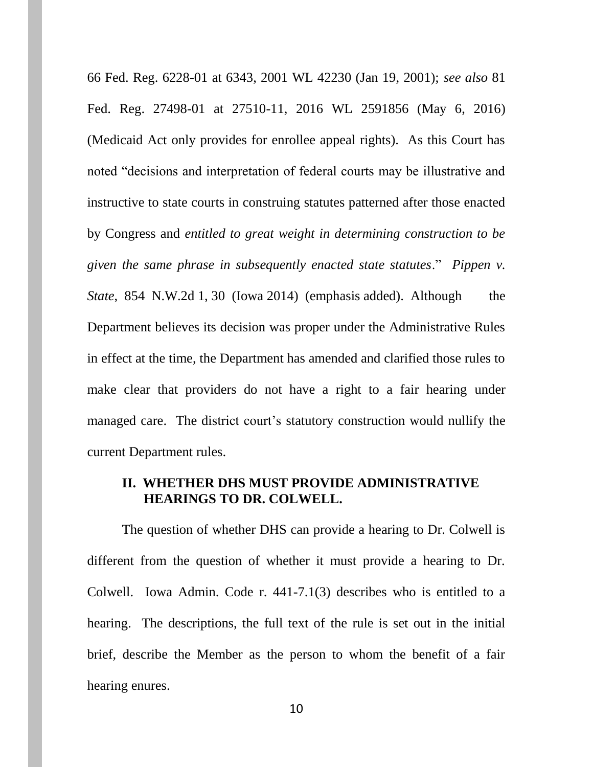66 Fed. Reg. 6228-01 at 6343, 2001 WL 42230 (Jan 19, 2001); *see also* 81 Fed. Reg. 27498-01 at 27510-11, 2016 WL 2591856 (May 6, 2016) (Medicaid Act only provides for enrollee appeal rights). As this Court has noted "decisions and interpretation of federal courts may be illustrative and instructive to state courts in construing statutes patterned after those enacted by Congress and *entitled to great weight in determining construction to be given the same phrase in subsequently enacted state statutes*." *Pippen v. State*, 854 N.W.2d 1, 30 (Iowa 2014) (emphasis added). Although the Department believes its decision was proper under the Administrative Rules in effect at the time, the Department has amended and clarified those rules to make clear that providers do not have a right to a fair hearing under managed care. The district court's statutory construction would nullify the current Department rules.

## II. WHETHER DHS MUST PROVIDE ADMINISTRATIVE HEARINGS TO DR. COLWELL.

The question of whether DHS can provide a hearing to Dr. Colwell is different from the question of whether it must provide a hearing to Dr. Colwell. Iowa Admin. Code r. 441-7.1(3) describes who is entitled to a hearing. The descriptions, the full text of the rule is set out in the initial brief, describe the Member as the person to whom the benefit of a fair hearing enures.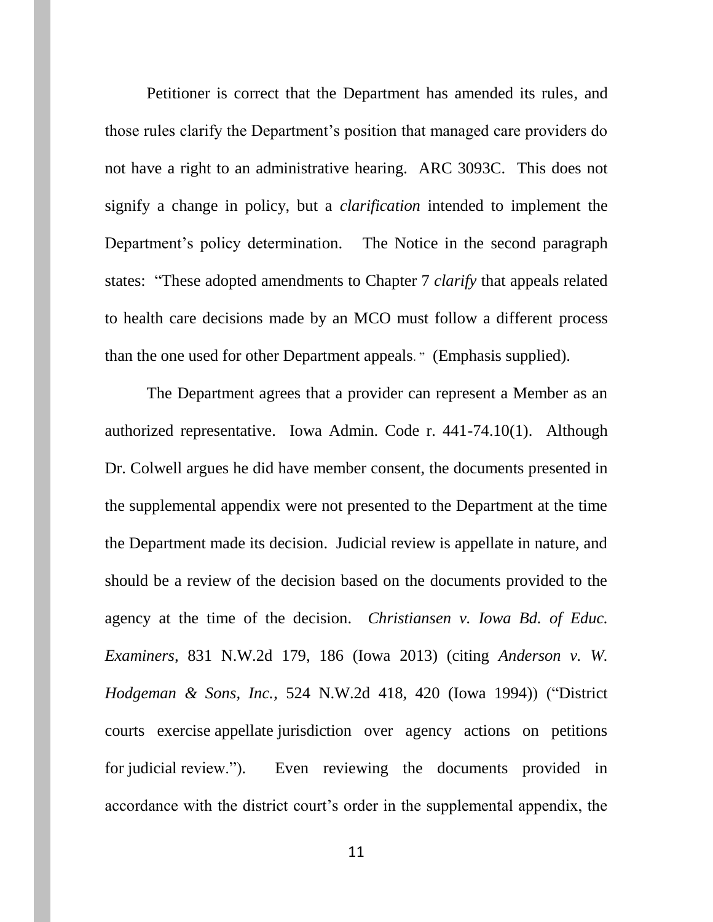Petitioner is correct that the Department has amended its rules, and those rules clarify the Department's position that managed care providers do not have a right to an administrative hearing. ARC 3093C. This does not signify a change in policy, but a *clarification* intended to implement the Department's policy determination. The Notice in the second paragraph states: "These adopted amendments to Chapter 7 *clarify* that appeals related to health care decisions made by an MCO must follow a different process than the one used for other Department appeals." (Emphasis supplied).

The Department agrees that a provider can represent a Member as an authorized representative. Iowa Admin. Code r. 441-74.10(1). Although Dr. Colwell argues he did have member consent, the documents presented in the supplemental appendix were not presented to the Department at the time the Department made its decision. Judicial review is appellate in nature, and should be a review of the decision based on the documents provided to the agency at the time of the decision. *Christiansen v. Iowa Bd. of Educ. Examiners*, 831 N.W.2d 179, 186 (Iowa 2013) (citing *Anderson v. W. Hodgeman & Sons, Inc.*, 524 N.W.2d 418, 420 (Iowa 1994)) ("District courts exercise appellate jurisdiction over agency actions on petitions for judicial review."). Even reviewing the documents provided in accordance with the district court's order in the supplemental appendix, the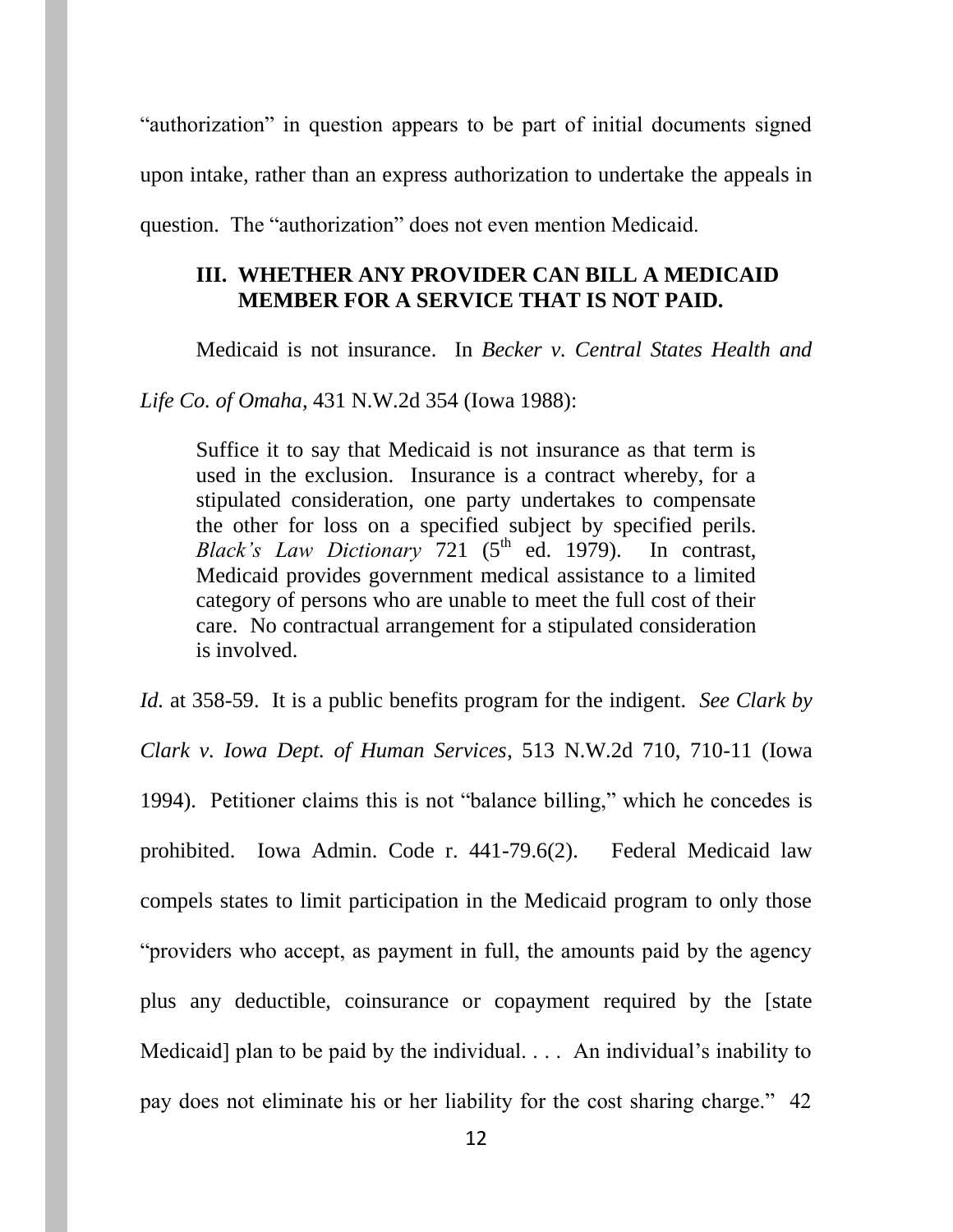"authorization" in question appears to be part of initial documents signed upon intake, rather than an express authorization to undertake the appeals in question. The "authorization" does not even mention Medicaid.

### III. WHETHER ANY PROVIDER CAN BILL A MEDICAID MEMBER FOR A SERVICE THAT IS NOT PAID.

Medicaid is not insurance. In *Becker v. Central States Health and Life Co. of Omaha*, 431 N.W.2d 354 (Iowa 1988):

> Suffice it to say that Medicaid is not insurance as that term is used in the exclusion. Insurance is a contract whereby, for a stipulated consideration, one party undertakes to compensate the other for loss on a specified subject by specified perils. *Black's Law Dictionary* 721 (5th ed. 1979). In contrast, Medicaid provides government medical assistance to a limited category of persons who are unable to meet the full cost of their care. No contractual arrangement for a stipulated consideration is involved.

*Id.* at 358-59. It is a public benefits program for the indigent. *See Clark by Clark v. Iowa Dept. of Human Services*, 513 N.W.2d 710, 710-11 (Iowa 1994). Petitioner claims this is not "balance billing," which he concedes is prohibited. Iowa Admin. Code r. 441-79.6(2). Federal Medicaid law compels states to limit participation in the Medicaid program to only those "providers who accept, as payment in full, the amounts paid by the agency plus any deductible, coinsurance or copayment required by the [state Medicaid] plan to be paid by the individual. . . . An individual's inability to pay does not eliminate his or her liability for the cost sharing charge." 42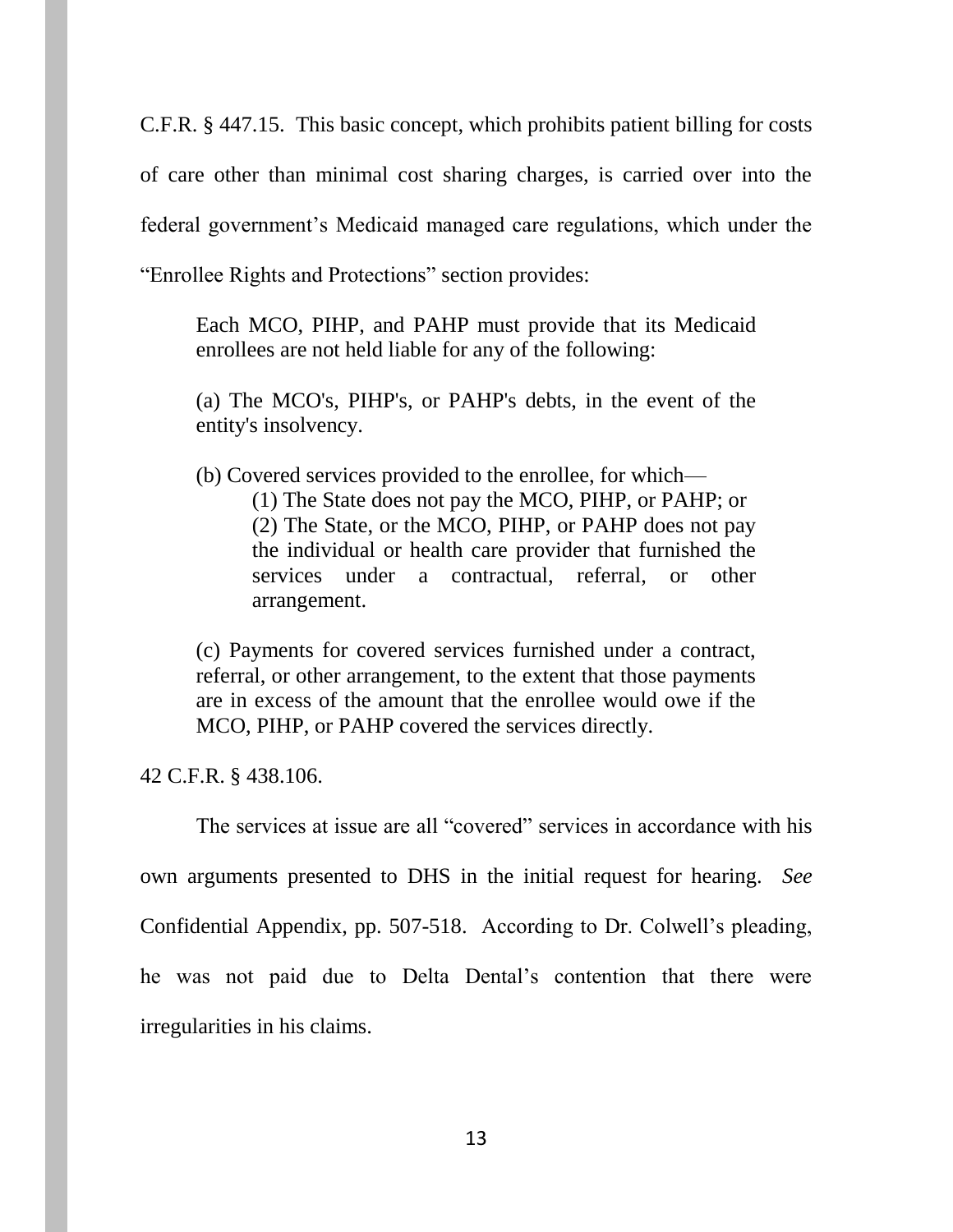C.F.R. § 447.15. This basic concept, which prohibits patient billing for costs of care other than minimal cost sharing charges, is carried over into the federal government's Medicaid managed care regulations, which under the "Enrollee Rights and Protections" section provides:

> Each MCO, PIHP, and PAHP must provide that its Medicaid enrollees are not held liable for any of the following:
>
> (a) The MCO's, PIHP's, or PAHP's debts, in the event of the entity's insolvency.
>
> (b) Covered services provided to the enrollee, for which—
>
> (1) The State does not pay the MCO, PIHP, or PAHP; or
>
> (2) The State, or the MCO, PIHP, or PAHP does not pay the individual or health care provider that furnished the services under a contractual, referral, or other arrangement.
>
> (c) Payments for covered services furnished under a contract, referral, or other arrangement, to the extent that those payments are in excess of the amount that the enrollee would owe if the MCO, PIHP, or PAHP covered the services directly.

42 C.F.R. § 438.106.

The services at issue are all "covered" services in accordance with his own arguments presented to DHS in the initial request for hearing. *See* Confidential Appendix, pp. 507-518. According to Dr. Colwell's pleading, he was not paid due to Delta Dental's contention that there were irregularities in his claims.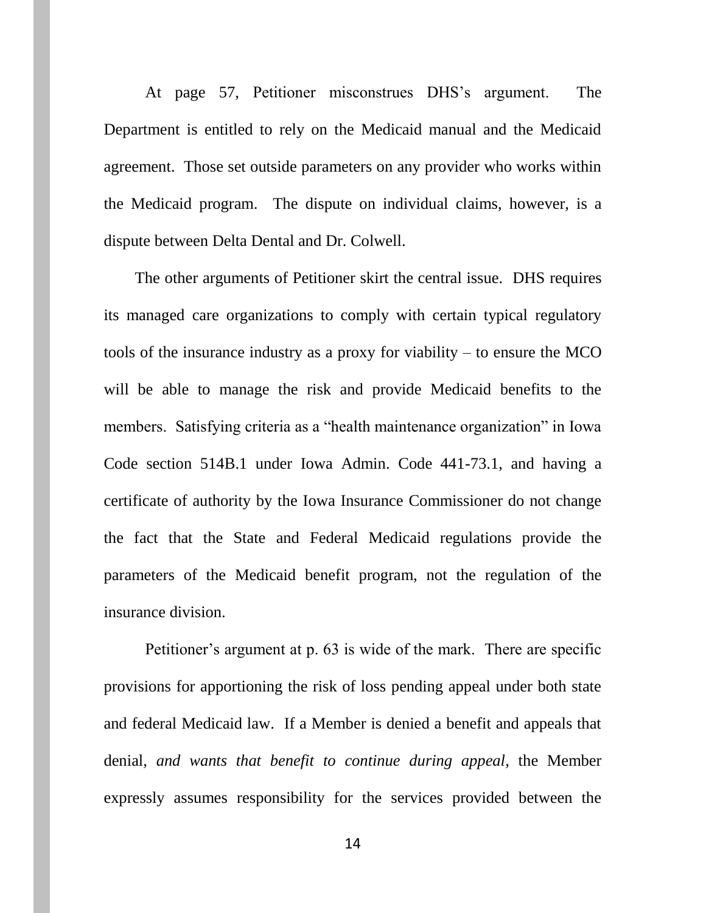At page 57, Petitioner misconstrues DHS's argument. The Department is entitled to rely on the Medicaid manual and the Medicaid agreement. Those set outside parameters on any provider who works within the Medicaid program. The dispute on individual claims, however, is a dispute between Delta Dental and Dr. Colwell.

The other arguments of Petitioner skirt the central issue. DHS requires its managed care organizations to comply with certain typical regulatory tools of the insurance industry as a proxy for viability – to ensure the MCO will be able to manage the risk and provide Medicaid benefits to the members. Satisfying criteria as a "health maintenance organization" in Iowa Code section 514B.1 under Iowa Admin. Code 441-73.1, and having a certificate of authority by the Iowa Insurance Commissioner do not change the fact that the State and Federal Medicaid regulations provide the parameters of the Medicaid benefit program, not the regulation of the insurance division.

Petitioner's argument at p. 63 is wide of the mark. There are specific provisions for apportioning the risk of loss pending appeal under both state and federal Medicaid law. If a Member is denied a benefit and appeals that denial, *and wants that benefit to continue during appeal*, the Member expressly assumes responsibility for the services provided between the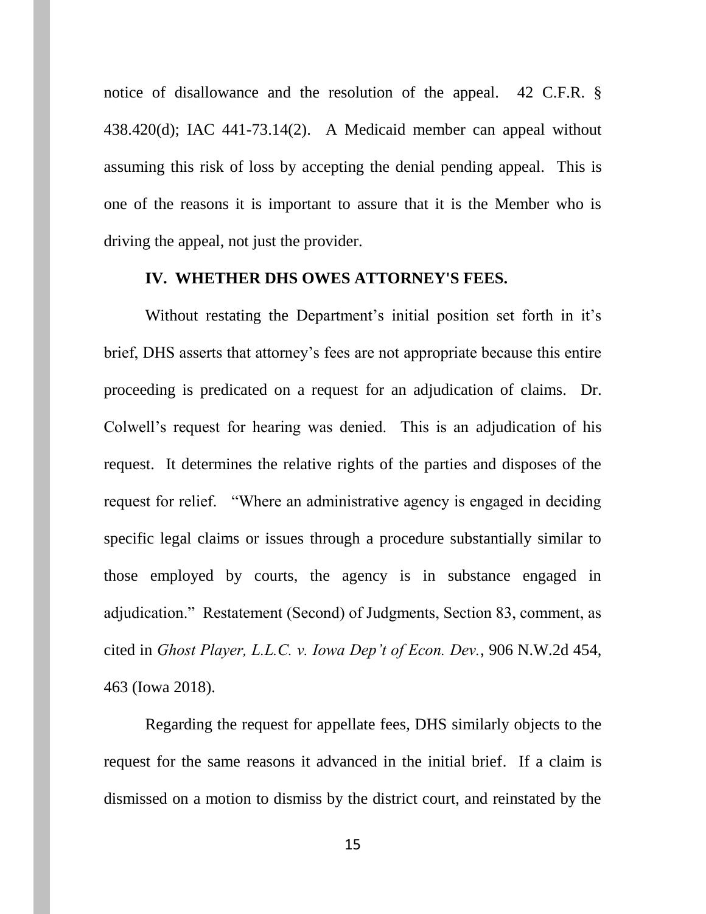notice of disallowance and the resolution of the appeal. 42 C.F.R. § 438.420(d); IAC 441-73.14(2). A Medicaid member can appeal without assuming this risk of loss by accepting the denial pending appeal. This is one of the reasons it is important to assure that it is the Member who is driving the appeal, not just the provider.

## IV. WHETHER DHS OWES ATTORNEY'S FEES.

Without restating the Department's initial position set forth in it's brief, DHS asserts that attorney's fees are not appropriate because this entire proceeding is predicated on a request for an adjudication of claims. Dr. Colwell's request for hearing was denied. This is an adjudication of his request. It determines the relative rights of the parties and disposes of the request for relief. "Where an administrative agency is engaged in deciding specific legal claims or issues through a procedure substantially similar to those employed by courts, the agency is in substance engaged in adjudication." Restatement (Second) of Judgments, Section 83, comment, as cited in *Ghost Player, L.L.C. v. Iowa Dep't of Econ. Dev.*, 906 N.W.2d 454, 463 (Iowa 2018).

Regarding the request for appellate fees, DHS similarly objects to the request for the same reasons it advanced in the initial brief. If a claim is dismissed on a motion to dismiss by the district court, and reinstated by the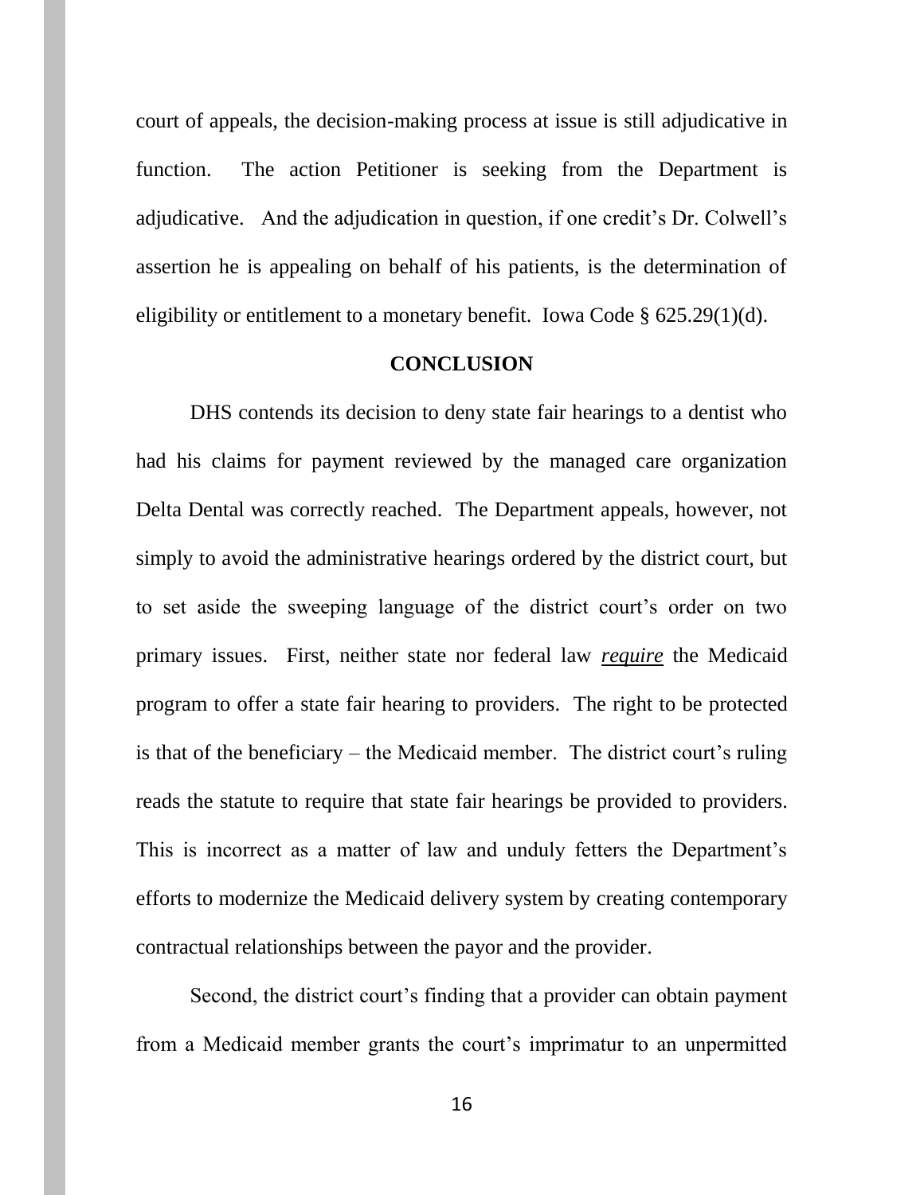court of appeals, the decision-making process at issue is still adjudicative in function. The action Petitioner is seeking from the Department is adjudicative. And the adjudication in question, if one credit's Dr. Colwell's assertion he is appealing on behalf of his patients, is the determination of eligibility or entitlement to a monetary benefit. Iowa Code § 625.29(1)(d).

## CONCLUSION

DHS contends its decision to deny state fair hearings to a dentist who had his claims for payment reviewed by the managed care organization Delta Dental was correctly reached. The Department appeals, however, not simply to avoid the administrative hearings ordered by the district court, but to set aside the sweeping language of the district court's order on two primary issues. First, neither state nor federal law ***require*** the Medicaid program to offer a state fair hearing to providers. The right to be protected is that of the beneficiary – the Medicaid member. The district court's ruling reads the statute to require that state fair hearings be provided to providers. This is incorrect as a matter of law and unduly fetters the Department's efforts to modernize the Medicaid delivery system by creating contemporary contractual relationships between the payor and the provider.

Second, the district court's finding that a provider can obtain payment from a Medicaid member grants the court's imprimatur to an unpermitted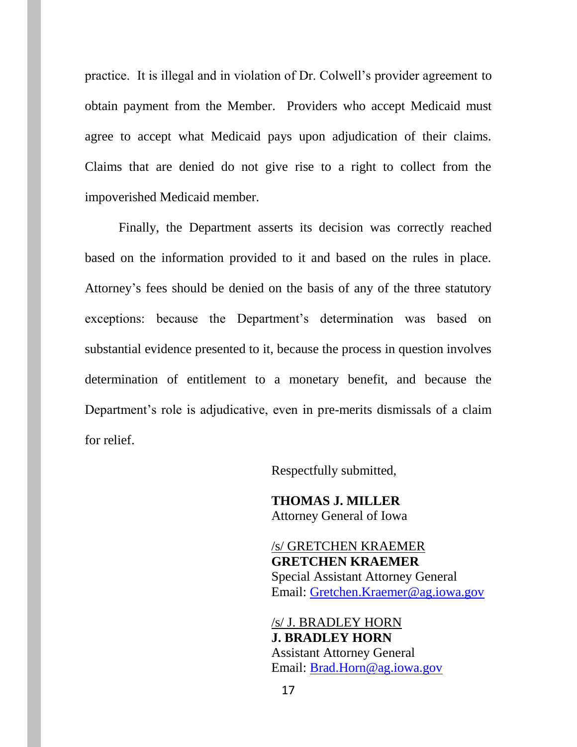practice. It is illegal and in violation of Dr. Colwell's provider agreement to obtain payment from the Member. Providers who accept Medicaid must agree to accept what Medicaid pays upon adjudication of their claims. Claims that are denied do not give rise to a right to collect from the impoverished Medicaid member.

Finally, the Department asserts its decision was correctly reached based on the information provided to it and based on the rules in place. Attorney's fees should be denied on the basis of any of the three statutory exceptions: because the Department's determination was based on substantial evidence presented to it, because the process in question involves determination of entitlement to a monetary benefit, and because the Department's role is adjudicative, even in pre-merits dismissals of a claim for relief.

Respectfully submitted,

**THOMAS J. MILLER**
Attorney General of Iowa

/s/ GRETCHEN KRAEMER
**GRETCHEN KRAEMER**
Special Assistant Attorney General
Email: Gretchen.Kraemer@ag.iowa.gov

/s/ J. BRADLEY HORN
**J. BRADLEY HORN**
Assistant Attorney General
Email: Brad.Horn@ag.iowa.gov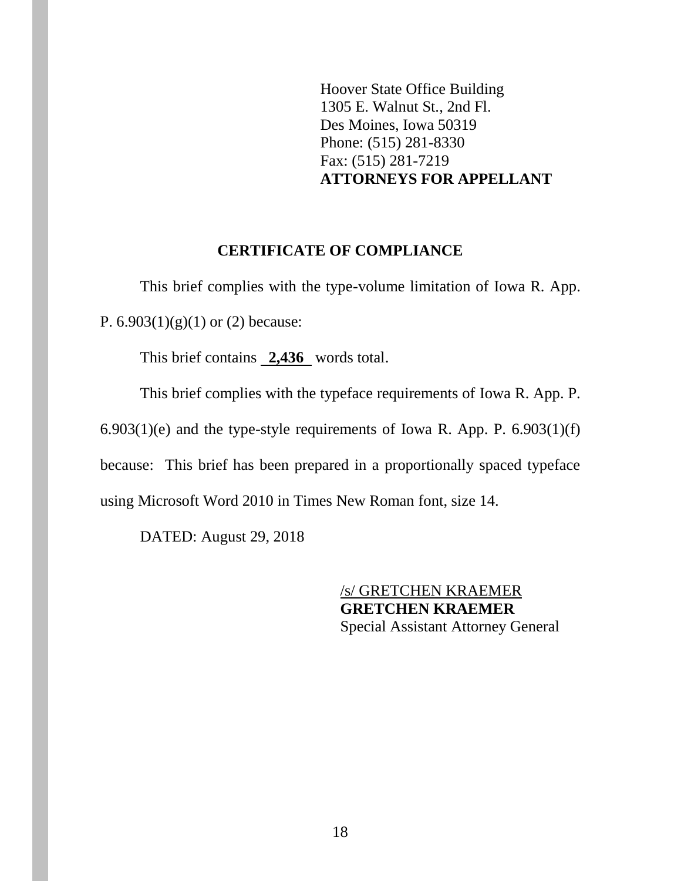Hoover State Office Building
1305 E. Walnut St., 2nd Fl.
Des Moines, Iowa 50319
Phone: (515) 281-8330
Fax: (515) 281-7219
**ATTORNEYS FOR APPELLANT**

## CERTIFICATE OF COMPLIANCE

This brief complies with the type-volume limitation of Iowa R. App. P. 6.903(1)(g)(1) or (2) because:

This brief contains **2,436** words total.

This brief complies with the typeface requirements of Iowa R. App. P. 6.903(1)(e) and the type-style requirements of Iowa R. App. P. 6.903(1)(f) because: This brief has been prepared in a proportionally spaced typeface using Microsoft Word 2010 in Times New Roman font, size 14.

DATED: August 29, 2018

/s/ GRETCHEN KRAEMER
**GRETCHEN KRAEMER**
Special Assistant Attorney General